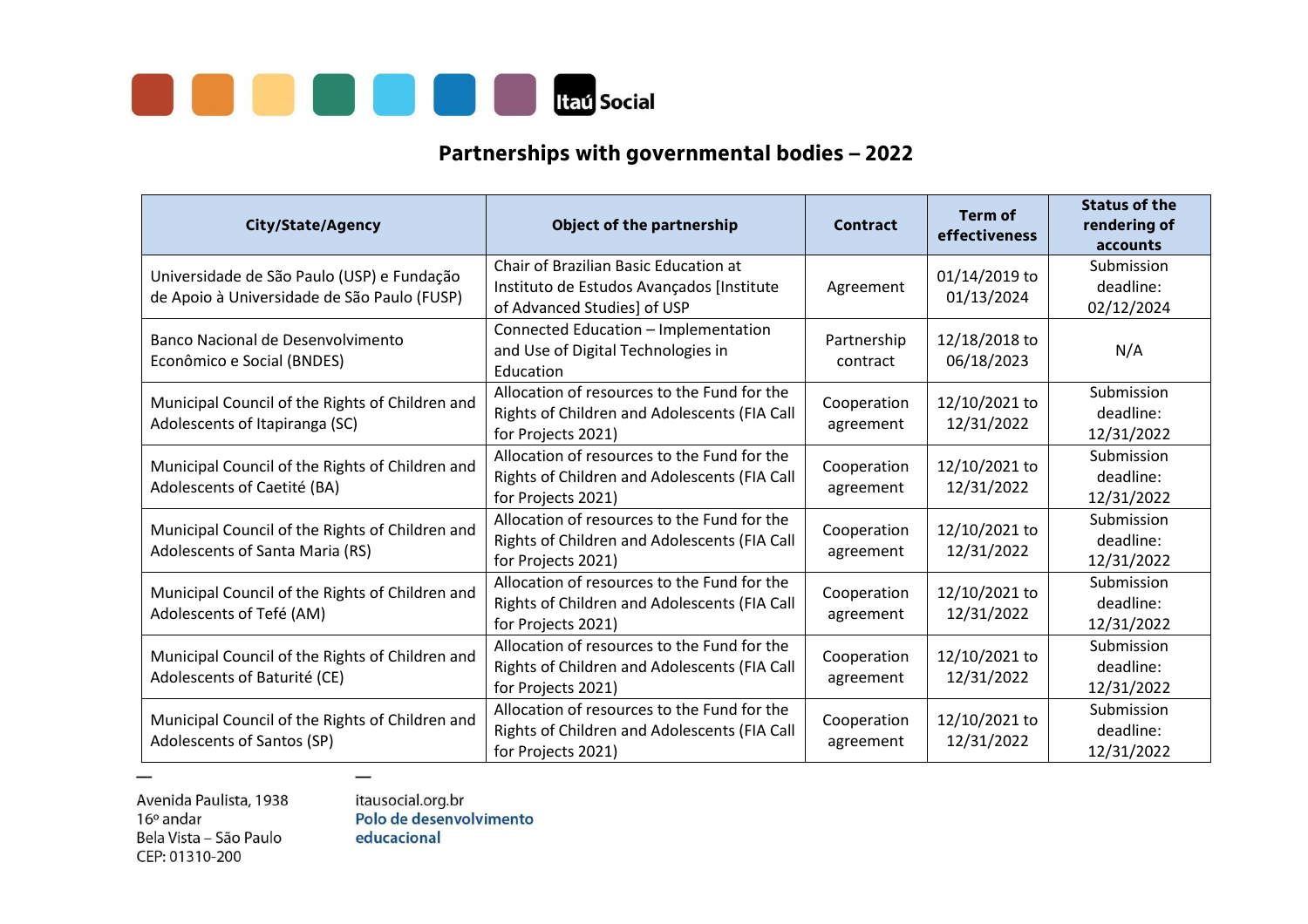# Partnerships with governmental bodies – 2022

| City/State/Agency | Object of the partnership | Contract | Term of effectiveness | Status of the rendering of accounts |
|---|---|---|---|---|
| Universidade de São Paulo (USP) e Fundação de Apoio à Universidade de São Paulo (FUSP) | Chair of Brazilian Basic Education at Instituto de Estudos Avançados [Institute of Advanced Studies] of USP | Agreement | 01/14/2019 to 01/13/2024 | Submission deadline: 02/12/2024 |
| Banco Nacional de Desenvolvimento Econômico e Social (BNDES) | Connected Education – Implementation and Use of Digital Technologies in Education | Partnership contract | 12/18/2018 to 06/18/2023 | N/A |
| Municipal Council of the Rights of Children and Adolescents of Itapiranga (SC) | Allocation of resources to the Fund for the Rights of Children and Adolescents (FIA Call for Projects 2021) | Cooperation agreement | 12/10/2021 to 12/31/2022 | Submission deadline: 12/31/2022 |
| Municipal Council of the Rights of Children and Adolescents of Caetité (BA) | Allocation of resources to the Fund for the Rights of Children and Adolescents (FIA Call for Projects 2021) | Cooperation agreement | 12/10/2021 to 12/31/2022 | Submission deadline: 12/31/2022 |
| Municipal Council of the Rights of Children and Adolescents of Santa Maria (RS) | Allocation of resources to the Fund for the Rights of Children and Adolescents (FIA Call for Projects 2021) | Cooperation agreement | 12/10/2021 to 12/31/2022 | Submission deadline: 12/31/2022 |
| Municipal Council of the Rights of Children and Adolescents of Tefé (AM) | Allocation of resources to the Fund for the Rights of Children and Adolescents (FIA Call for Projects 2021) | Cooperation agreement | 12/10/2021 to 12/31/2022 | Submission deadline: 12/31/2022 |
| Municipal Council of the Rights of Children and Adolescents of Baturité (CE) | Allocation of resources to the Fund for the Rights of Children and Adolescents (FIA Call for Projects 2021) | Cooperation agreement | 12/10/2021 to 12/31/2022 | Submission deadline: 12/31/2022 |
| Municipal Council of the Rights of Children and Adolescents of Santos (SP) | Allocation of resources to the Fund for the Rights of Children and Adolescents (FIA Call for Projects 2021) | Cooperation agreement | 12/10/2021 to 12/31/2022 | Submission deadline: 12/31/2022 |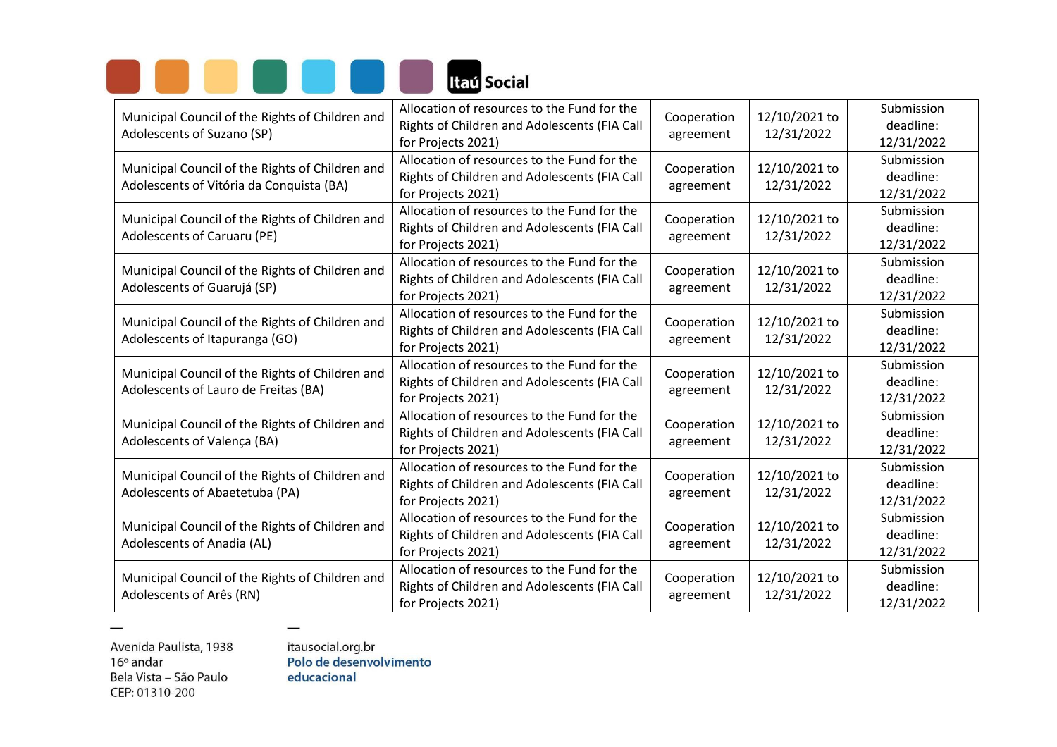| Municipal Council of the Rights of Children and Adolescents of Suzano (SP) | Allocation of resources to the Fund for the Rights of Children and Adolescents (FIA Call for Projects 2021) | Cooperation agreement | 12/10/2021 to 12/31/2022 | Submission deadline: 12/31/2022 |
|---|---|---|---|---|
| Municipal Council of the Rights of Children and Adolescents of Vitória da Conquista (BA) | Allocation of resources to the Fund for the Rights of Children and Adolescents (FIA Call for Projects 2021) | Cooperation agreement | 12/10/2021 to 12/31/2022 | Submission deadline: 12/31/2022 |
| Municipal Council of the Rights of Children and Adolescents of Caruaru (PE) | Allocation of resources to the Fund for the Rights of Children and Adolescents (FIA Call for Projects 2021) | Cooperation agreement | 12/10/2021 to 12/31/2022 | Submission deadline: 12/31/2022 |
| Municipal Council of the Rights of Children and Adolescents of Guarujá (SP) | Allocation of resources to the Fund for the Rights of Children and Adolescents (FIA Call for Projects 2021) | Cooperation agreement | 12/10/2021 to 12/31/2022 | Submission deadline: 12/31/2022 |
| Municipal Council of the Rights of Children and Adolescents of Itapuranga (GO) | Allocation of resources to the Fund for the Rights of Children and Adolescents (FIA Call for Projects 2021) | Cooperation agreement | 12/10/2021 to 12/31/2022 | Submission deadline: 12/31/2022 |
| Municipal Council of the Rights of Children and Adolescents of Lauro de Freitas (BA) | Allocation of resources to the Fund for the Rights of Children and Adolescents (FIA Call for Projects 2021) | Cooperation agreement | 12/10/2021 to 12/31/2022 | Submission deadline: 12/31/2022 |
| Municipal Council of the Rights of Children and Adolescents of Valença (BA) | Allocation of resources to the Fund for the Rights of Children and Adolescents (FIA Call for Projects 2021) | Cooperation agreement | 12/10/2021 to 12/31/2022 | Submission deadline: 12/31/2022 |
| Municipal Council of the Rights of Children and Adolescents of Abaetetuba (PA) | Allocation of resources to the Fund for the Rights of Children and Adolescents (FIA Call for Projects 2021) | Cooperation agreement | 12/10/2021 to 12/31/2022 | Submission deadline: 12/31/2022 |
| Municipal Council of the Rights of Children and Adolescents of Anadia (AL) | Allocation of resources to the Fund for the Rights of Children and Adolescents (FIA Call for Projects 2021) | Cooperation agreement | 12/10/2021 to 12/31/2022 | Submission deadline: 12/31/2022 |
| Municipal Council of the Rights of Children and Adolescents of Arês (RN) | Allocation of resources to the Fund for the Rights of Children and Adolescents (FIA Call for Projects 2021) | Cooperation agreement | 12/10/2021 to 12/31/2022 | Submission deadline: 12/31/2022 |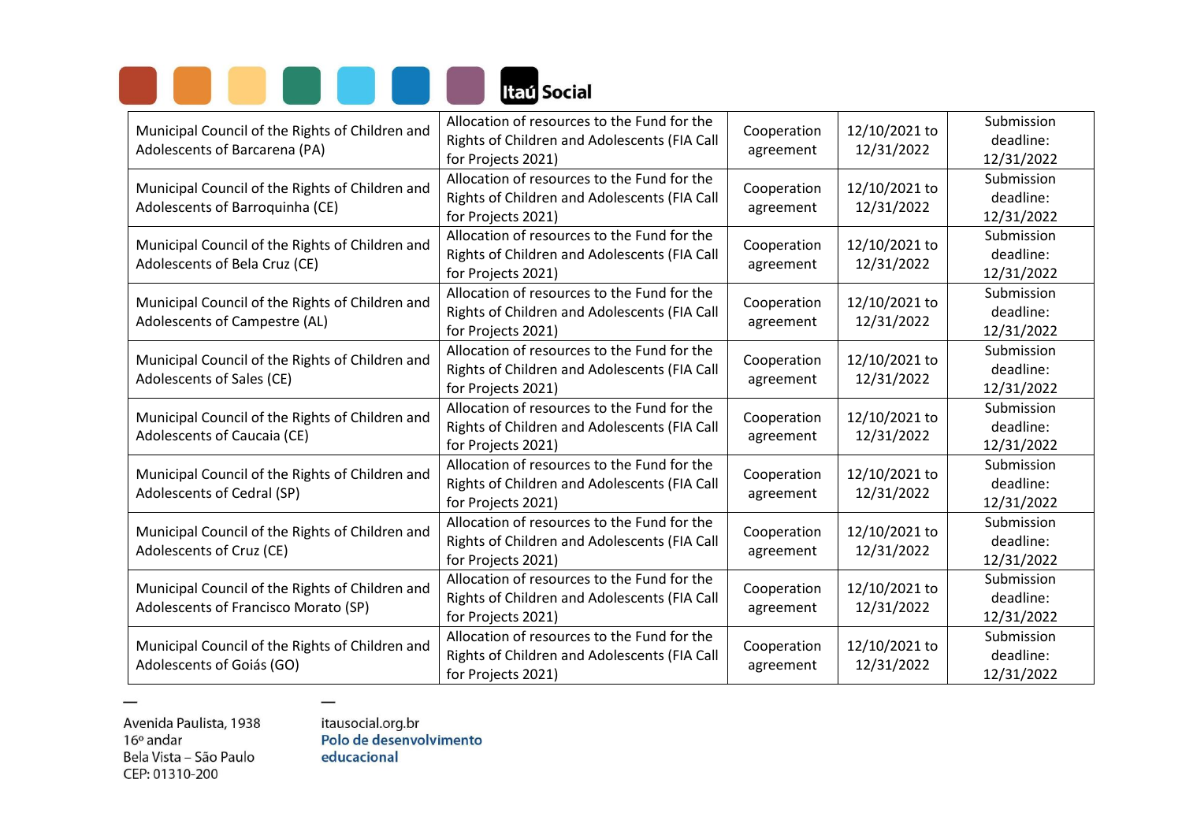| | | | | |
|---|---|---|---|---|
| Municipal Council of the Rights of Children and Adolescents of Barcarena (PA) | Allocation of resources to the Fund for the Rights of Children and Adolescents (FIA Call for Projects 2021) | Cooperation agreement | 12/10/2021 to 12/31/2022 | Submission deadline: 12/31/2022 |
| Municipal Council of the Rights of Children and Adolescents of Barroquinha (CE) | Allocation of resources to the Fund for the Rights of Children and Adolescents (FIA Call for Projects 2021) | Cooperation agreement | 12/10/2021 to 12/31/2022 | Submission deadline: 12/31/2022 |
| Municipal Council of the Rights of Children and Adolescents of Bela Cruz (CE) | Allocation of resources to the Fund for the Rights of Children and Adolescents (FIA Call for Projects 2021) | Cooperation agreement | 12/10/2021 to 12/31/2022 | Submission deadline: 12/31/2022 |
| Municipal Council of the Rights of Children and Adolescents of Campestre (AL) | Allocation of resources to the Fund for the Rights of Children and Adolescents (FIA Call for Projects 2021) | Cooperation agreement | 12/10/2021 to 12/31/2022 | Submission deadline: 12/31/2022 |
| Municipal Council of the Rights of Children and Adolescents of Sales (CE) | Allocation of resources to the Fund for the Rights of Children and Adolescents (FIA Call for Projects 2021) | Cooperation agreement | 12/10/2021 to 12/31/2022 | Submission deadline: 12/31/2022 |
| Municipal Council of the Rights of Children and Adolescents of Caucaia (CE) | Allocation of resources to the Fund for the Rights of Children and Adolescents (FIA Call for Projects 2021) | Cooperation agreement | 12/10/2021 to 12/31/2022 | Submission deadline: 12/31/2022 |
| Municipal Council of the Rights of Children and Adolescents of Cedral (SP) | Allocation of resources to the Fund for the Rights of Children and Adolescents (FIA Call for Projects 2021) | Cooperation agreement | 12/10/2021 to 12/31/2022 | Submission deadline: 12/31/2022 |
| Municipal Council of the Rights of Children and Adolescents of Cruz (CE) | Allocation of resources to the Fund for the Rights of Children and Adolescents (FIA Call for Projects 2021) | Cooperation agreement | 12/10/2021 to 12/31/2022 | Submission deadline: 12/31/2022 |
| Municipal Council of the Rights of Children and Adolescents of Francisco Morato (SP) | Allocation of resources to the Fund for the Rights of Children and Adolescents (FIA Call for Projects 2021) | Cooperation agreement | 12/10/2021 to 12/31/2022 | Submission deadline: 12/31/2022 |
| Municipal Council of the Rights of Children and Adolescents of Goiás (GO) | Allocation of resources to the Fund for the Rights of Children and Adolescents (FIA Call for Projects 2021) | Cooperation agreement | 12/10/2021 to 12/31/2022 | Submission deadline: 12/31/2022 |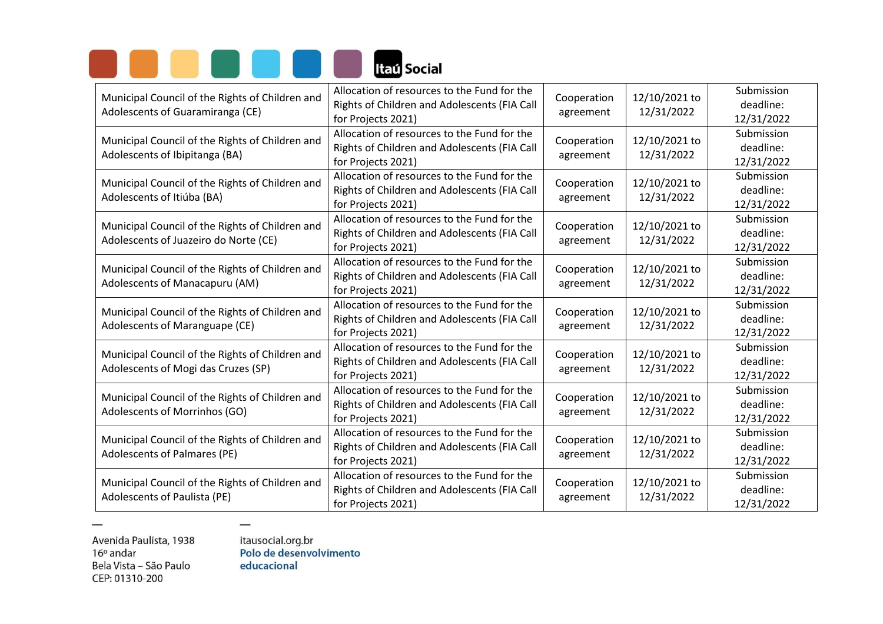| | | | | |
|---|---|---|---|---|
| Municipal Council of the Rights of Children and Adolescents of Guaramiranga (CE) | Allocation of resources to the Fund for the Rights of Children and Adolescents (FIA Call for Projects 2021) | Cooperation agreement | 12/10/2021 to 12/31/2022 | Submission deadline: 12/31/2022 |
| Municipal Council of the Rights of Children and Adolescents of Ibipitanga (BA) | Allocation of resources to the Fund for the Rights of Children and Adolescents (FIA Call for Projects 2021) | Cooperation agreement | 12/10/2021 to 12/31/2022 | Submission deadline: 12/31/2022 |
| Municipal Council of the Rights of Children and Adolescents of Itiúba (BA) | Allocation of resources to the Fund for the Rights of Children and Adolescents (FIA Call for Projects 2021) | Cooperation agreement | 12/10/2021 to 12/31/2022 | Submission deadline: 12/31/2022 |
| Municipal Council of the Rights of Children and Adolescents of Juazeiro do Norte (CE) | Allocation of resources to the Fund for the Rights of Children and Adolescents (FIA Call for Projects 2021) | Cooperation agreement | 12/10/2021 to 12/31/2022 | Submission deadline: 12/31/2022 |
| Municipal Council of the Rights of Children and Adolescents of Manacapuru (AM) | Allocation of resources to the Fund for the Rights of Children and Adolescents (FIA Call for Projects 2021) | Cooperation agreement | 12/10/2021 to 12/31/2022 | Submission deadline: 12/31/2022 |
| Municipal Council of the Rights of Children and Adolescents of Maranguape (CE) | Allocation of resources to the Fund for the Rights of Children and Adolescents (FIA Call for Projects 2021) | Cooperation agreement | 12/10/2021 to 12/31/2022 | Submission deadline: 12/31/2022 |
| Municipal Council of the Rights of Children and Adolescents of Mogi das Cruzes (SP) | Allocation of resources to the Fund for the Rights of Children and Adolescents (FIA Call for Projects 2021) | Cooperation agreement | 12/10/2021 to 12/31/2022 | Submission deadline: 12/31/2022 |
| Municipal Council of the Rights of Children and Adolescents of Morrinhos (GO) | Allocation of resources to the Fund for the Rights of Children and Adolescents (FIA Call for Projects 2021) | Cooperation agreement | 12/10/2021 to 12/31/2022 | Submission deadline: 12/31/2022 |
| Municipal Council of the Rights of Children and Adolescents of Palmares (PE) | Allocation of resources to the Fund for the Rights of Children and Adolescents (FIA Call for Projects 2021) | Cooperation agreement | 12/10/2021 to 12/31/2022 | Submission deadline: 12/31/2022 |
| Municipal Council of the Rights of Children and Adolescents of Paulista (PE) | Allocation of resources to the Fund for the Rights of Children and Adolescents (FIA Call for Projects 2021) | Cooperation agreement | 12/10/2021 to 12/31/2022 | Submission deadline: 12/31/2022 |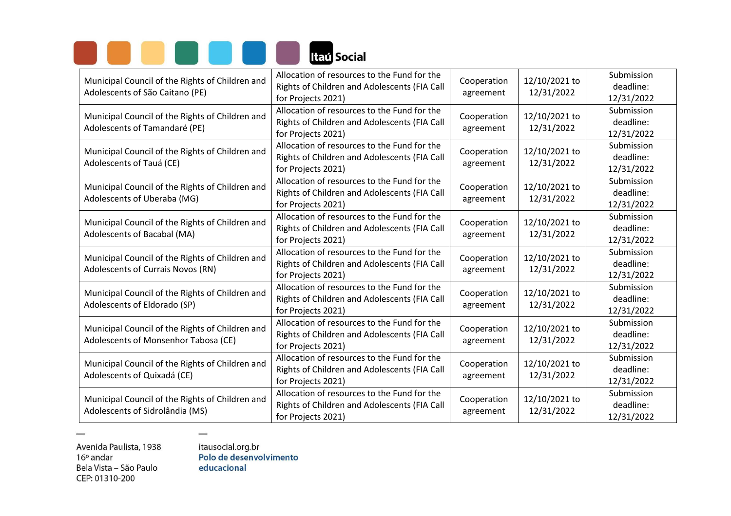| | | | | |
|---|---|---|---|---|
| Municipal Council of the Rights of Children and Adolescents of São Caitano (PE) | Allocation of resources to the Fund for the Rights of Children and Adolescents (FIA Call for Projects 2021) | Cooperation agreement | 12/10/2021 to 12/31/2022 | Submission deadline: 12/31/2022 |
| Municipal Council of the Rights of Children and Adolescents of Tamandaré (PE) | Allocation of resources to the Fund for the Rights of Children and Adolescents (FIA Call for Projects 2021) | Cooperation agreement | 12/10/2021 to 12/31/2022 | Submission deadline: 12/31/2022 |
| Municipal Council of the Rights of Children and Adolescents of Tauá (CE) | Allocation of resources to the Fund for the Rights of Children and Adolescents (FIA Call for Projects 2021) | Cooperation agreement | 12/10/2021 to 12/31/2022 | Submission deadline: 12/31/2022 |
| Municipal Council of the Rights of Children and Adolescents of Uberaba (MG) | Allocation of resources to the Fund for the Rights of Children and Adolescents (FIA Call for Projects 2021) | Cooperation agreement | 12/10/2021 to 12/31/2022 | Submission deadline: 12/31/2022 |
| Municipal Council of the Rights of Children and Adolescents of Bacabal (MA) | Allocation of resources to the Fund for the Rights of Children and Adolescents (FIA Call for Projects 2021) | Cooperation agreement | 12/10/2021 to 12/31/2022 | Submission deadline: 12/31/2022 |
| Municipal Council of the Rights of Children and Adolescents of Currais Novos (RN) | Allocation of resources to the Fund for the Rights of Children and Adolescents (FIA Call for Projects 2021) | Cooperation agreement | 12/10/2021 to 12/31/2022 | Submission deadline: 12/31/2022 |
| Municipal Council of the Rights of Children and Adolescents of Eldorado (SP) | Allocation of resources to the Fund for the Rights of Children and Adolescents (FIA Call for Projects 2021) | Cooperation agreement | 12/10/2021 to 12/31/2022 | Submission deadline: 12/31/2022 |
| Municipal Council of the Rights of Children and Adolescents of Monsenhor Tabosa (CE) | Allocation of resources to the Fund for the Rights of Children and Adolescents (FIA Call for Projects 2021) | Cooperation agreement | 12/10/2021 to 12/31/2022 | Submission deadline: 12/31/2022 |
| Municipal Council of the Rights of Children and Adolescents of Quixadá (CE) | Allocation of resources to the Fund for the Rights of Children and Adolescents (FIA Call for Projects 2021) | Cooperation agreement | 12/10/2021 to 12/31/2022 | Submission deadline: 12/31/2022 |
| Municipal Council of the Rights of Children and Adolescents of Sidrolândia (MS) | Allocation of resources to the Fund for the Rights of Children and Adolescents (FIA Call for Projects 2021) | Cooperation agreement | 12/10/2021 to 12/31/2022 | Submission deadline: 12/31/2022 |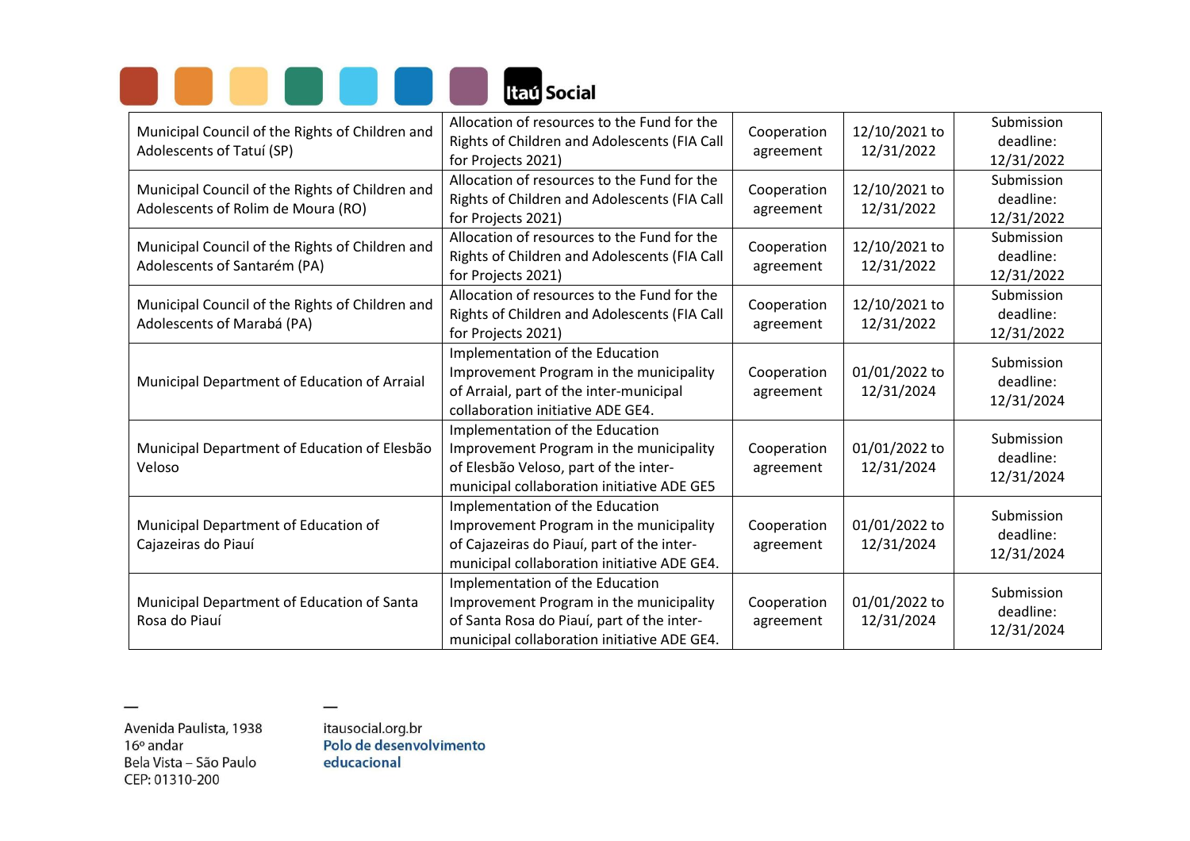| | | | | |
|---|---|---|---|---|
| Municipal Council of the Rights of Children and Adolescents of Tatuí (SP) | Allocation of resources to the Fund for the Rights of Children and Adolescents (FIA Call for Projects 2021) | Cooperation agreement | 12/10/2021 to 12/31/2022 | Submission deadline: 12/31/2022 |
| Municipal Council of the Rights of Children and Adolescents of Rolim de Moura (RO) | Allocation of resources to the Fund for the Rights of Children and Adolescents (FIA Call for Projects 2021) | Cooperation agreement | 12/10/2021 to 12/31/2022 | Submission deadline: 12/31/2022 |
| Municipal Council of the Rights of Children and Adolescents of Santarém (PA) | Allocation of resources to the Fund for the Rights of Children and Adolescents (FIA Call for Projects 2021) | Cooperation agreement | 12/10/2021 to 12/31/2022 | Submission deadline: 12/31/2022 |
| Municipal Council of the Rights of Children and Adolescents of Marabá (PA) | Allocation of resources to the Fund for the Rights of Children and Adolescents (FIA Call for Projects 2021) | Cooperation agreement | 12/10/2021 to 12/31/2022 | Submission deadline: 12/31/2022 |
| Municipal Department of Education of Arraial | Implementation of the Education Improvement Program in the municipality of Arraial, part of the inter-municipal collaboration initiative ADE GE4. | Cooperation agreement | 01/01/2022 to 12/31/2024 | Submission deadline: 12/31/2024 |
| Municipal Department of Education of Elesbão Veloso | Implementation of the Education Improvement Program in the municipality of Elesbão Veloso, part of the inter-municipal collaboration initiative ADE GE5 | Cooperation agreement | 01/01/2022 to 12/31/2024 | Submission deadline: 12/31/2024 |
| Municipal Department of Education of Cajazeiras do Piauí | Implementation of the Education Improvement Program in the municipality of Cajazeiras do Piauí, part of the inter-municipal collaboration initiative ADE GE4. | Cooperation agreement | 01/01/2022 to 12/31/2024 | Submission deadline: 12/31/2024 |
| Municipal Department of Education of Santa Rosa do Piauí | Implementation of the Education Improvement Program in the municipality of Santa Rosa do Piauí, part of the inter-municipal collaboration initiative ADE GE4. | Cooperation agreement | 01/01/2022 to 12/31/2024 | Submission deadline: 12/31/2024 |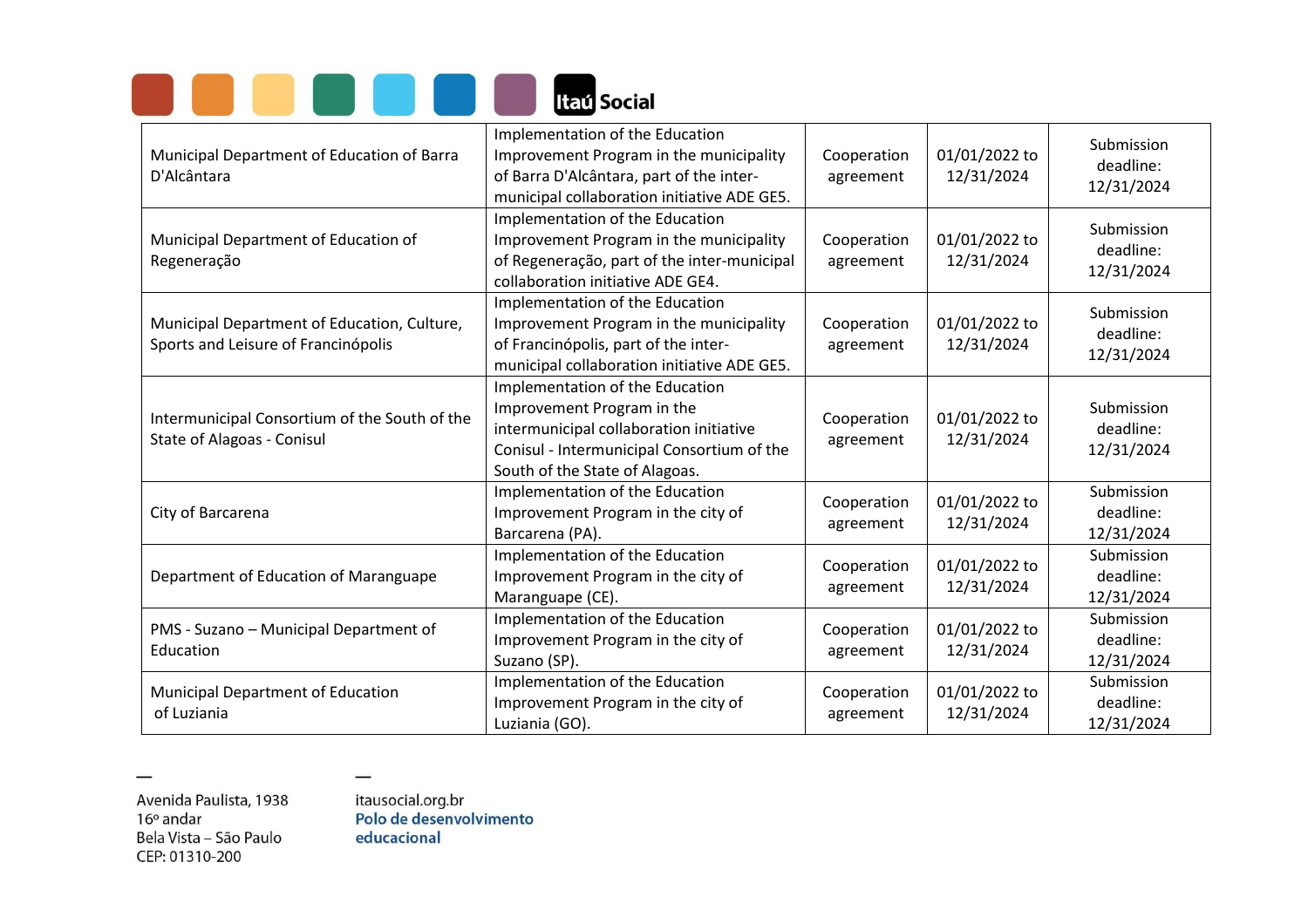| | | | | |
|---|---|---|---|---|
| Municipal Department of Education of Barra D'Alcântara | Implementation of the Education Improvement Program in the municipality of Barra D'Alcântara, part of the inter-municipal collaboration initiative ADE GE5. | Cooperation agreement | 01/01/2022 to 12/31/2024 | Submission deadline: 12/31/2024 |
| Municipal Department of Education of Regeneração | Implementation of the Education Improvement Program in the municipality of Regeneração, part of the inter-municipal collaboration initiative ADE GE4. | Cooperation agreement | 01/01/2022 to 12/31/2024 | Submission deadline: 12/31/2024 |
| Municipal Department of Education, Culture, Sports and Leisure of Francinópolis | Implementation of the Education Improvement Program in the municipality of Francinópolis, part of the inter-municipal collaboration initiative ADE GE5. | Cooperation agreement | 01/01/2022 to 12/31/2024 | Submission deadline: 12/31/2024 |
| Intermunicipal Consortium of the South of the State of Alagoas - Conisul | Implementation of the Education Improvement Program in the intermunicipal collaboration initiative Conisul - Intermunicipal Consortium of the South of the State of Alagoas. | Cooperation agreement | 01/01/2022 to 12/31/2024 | Submission deadline: 12/31/2024 |
| City of Barcarena | Implementation of the Education Improvement Program in the city of Barcarena (PA). | Cooperation agreement | 01/01/2022 to 12/31/2024 | Submission deadline: 12/31/2024 |
| Department of Education of Maranguape | Implementation of the Education Improvement Program in the city of Maranguape (CE). | Cooperation agreement | 01/01/2022 to 12/31/2024 | Submission deadline: 12/31/2024 |
| PMS - Suzano – Municipal Department of Education | Implementation of the Education Improvement Program in the city of Suzano (SP). | Cooperation agreement | 01/01/2022 to 12/31/2024 | Submission deadline: 12/31/2024 |
| Municipal Department of Education of Luziania | Implementation of the Education Improvement Program in the city of Luziania (GO). | Cooperation agreement | 01/01/2022 to 12/31/2024 | Submission deadline: 12/31/2024 |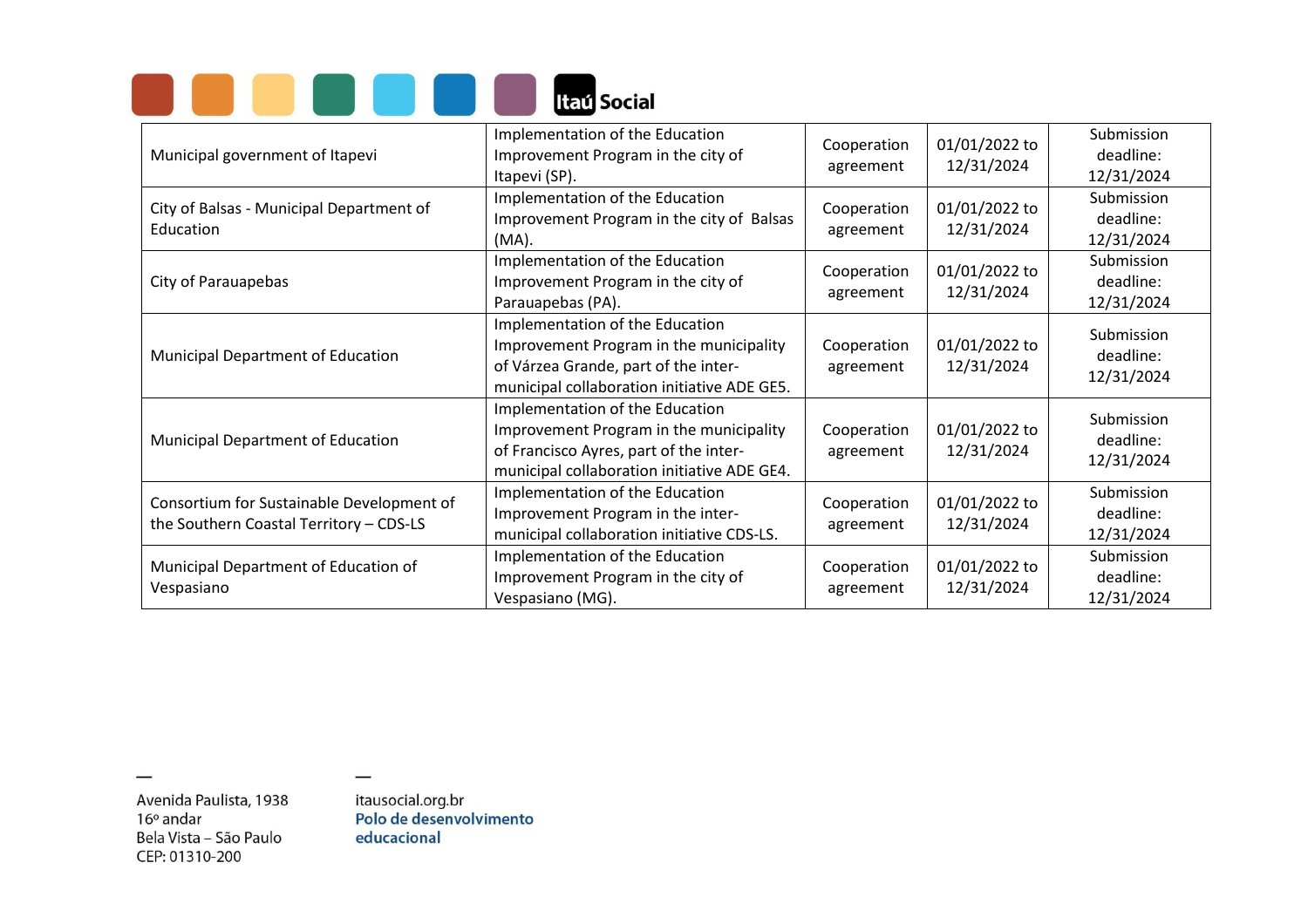| | | | | |
|---|---|---|---|---|
| Municipal government of Itapevi | Implementation of the Education Improvement Program in the city of Itapevi (SP). | Cooperation agreement | 01/01/2022 to 12/31/2024 | Submission deadline: 12/31/2024 |
| City of Balsas - Municipal Department of Education | Implementation of the Education Improvement Program in the city of Balsas (MA). | Cooperation agreement | 01/01/2022 to 12/31/2024 | Submission deadline: 12/31/2024 |
| City of Parauapebas | Implementation of the Education Improvement Program in the city of Parauapebas (PA). | Cooperation agreement | 01/01/2022 to 12/31/2024 | Submission deadline: 12/31/2024 |
| Municipal Department of Education | Implementation of the Education Improvement Program in the municipality of Várzea Grande, part of the inter-municipal collaboration initiative ADE GE5. | Cooperation agreement | 01/01/2022 to 12/31/2024 | Submission deadline: 12/31/2024 |
| Municipal Department of Education | Implementation of the Education Improvement Program in the municipality of Francisco Ayres, part of the inter-municipal collaboration initiative ADE GE4. | Cooperation agreement | 01/01/2022 to 12/31/2024 | Submission deadline: 12/31/2024 |
| Consortium for Sustainable Development of the Southern Coastal Territory – CDS-LS | Implementation of the Education Improvement Program in the inter-municipal collaboration initiative CDS-LS. | Cooperation agreement | 01/01/2022 to 12/31/2024 | Submission deadline: 12/31/2024 |
| Municipal Department of Education of Vespasiano | Implementation of the Education Improvement Program in the city of Vespasiano (MG). | Cooperation agreement | 01/01/2022 to 12/31/2024 | Submission deadline: 12/31/2024 |